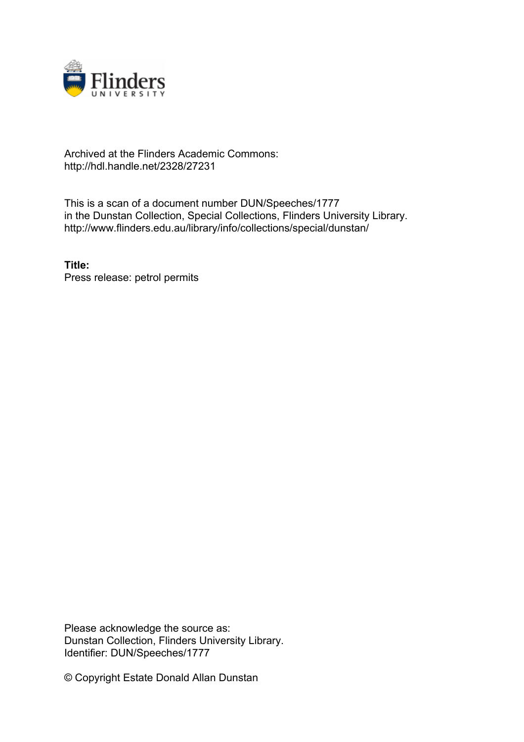Archived at the Flinders Academic Commons:
http://hdl.handle.net/2328/27231

This is a scan of a document number DUN/Speeches/1777
in the Dunstan Collection, Special Collections, Flinders University Library.
http://www.flinders.edu.au/library/info/collections/special/dunstan/

**Title:**
Press release: petrol permits

Please acknowledge the source as:
Dunstan Collection, Flinders University Library.
Identifier: DUN/Speeches/1777

© Copyright Estate Donald Allan Dunstan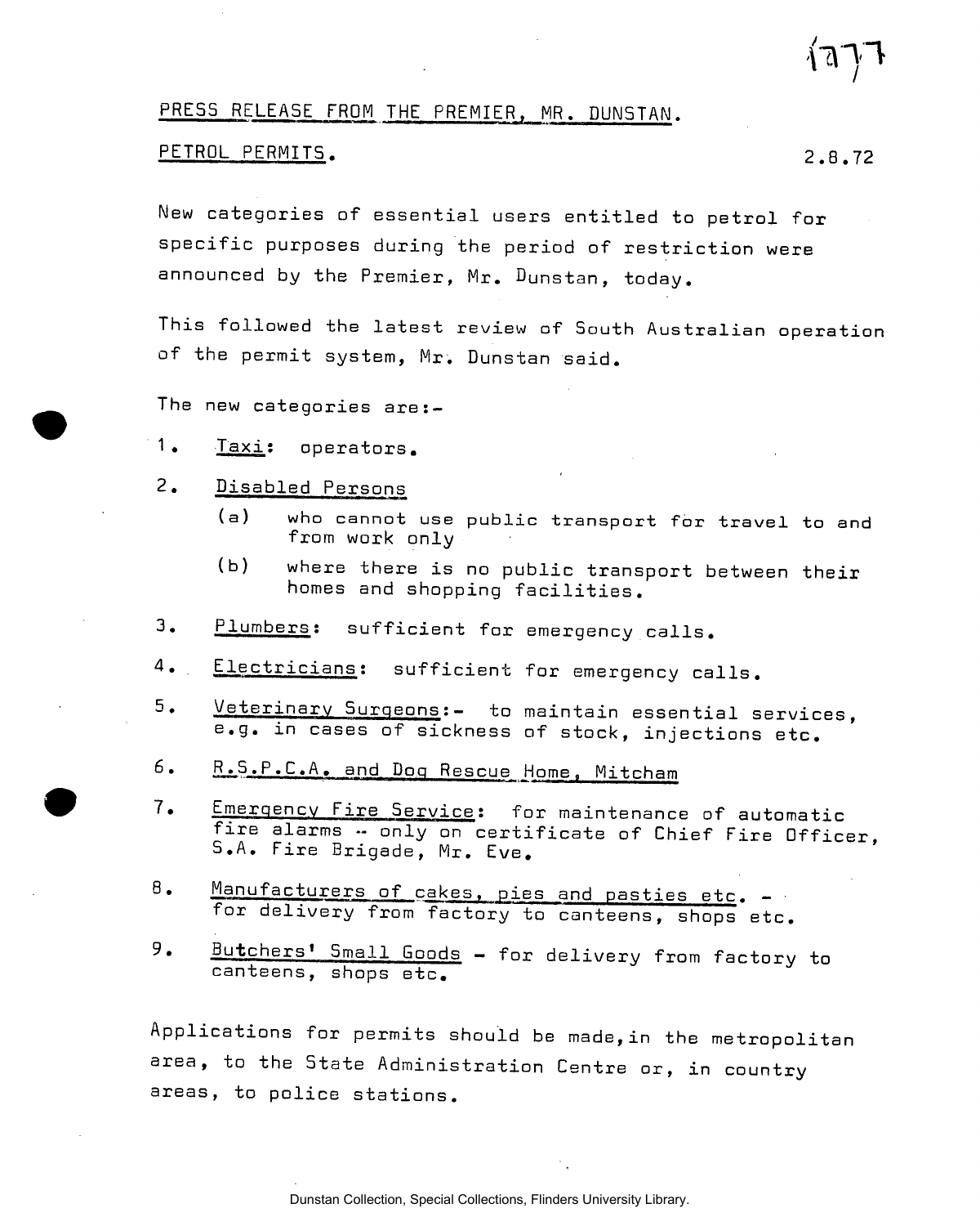PRESS RELEASE FROM THE PREMIER, MR. DUNSTAN.

PETROL PERMITS. 2.8.72

New categories of essential users entitled to petrol for specific purposes during the period of restriction were announced by the Premier, Mr. Dunstan, today.

This followed the latest review of South Australian operation of the permit system, Mr. Dunstan said.

The new categories are:-

1. Taxi: operators.
2. Disabled Persons
   (a) who cannot use public transport for travel to and from work only
   (b) where there is no public transport between their homes and shopping facilities.
3. Plumbers: sufficient for emergency calls.
4. Electricians: sufficient for emergency calls.
5. Veterinary Surgeons:- to maintain essential services, e.g. in cases of sickness of stock, injections etc.
6. R.S.P.C.A. and Dog Rescue Home, Mitcham
7. Emergency Fire Service: for maintenance of automatic fire alarms -- only on certificate of Chief Fire Officer, S.A. Fire Brigade, Mr. Eve.
8. Manufacturers of cakes, pies and pasties etc. - for delivery from factory to canteens, shops etc.
9. Butchers' Small Goods - for delivery from factory to canteens, shops etc.

Applications for permits should be made, in the metropolitan area, to the State Administration Centre or, in country areas, to police stations.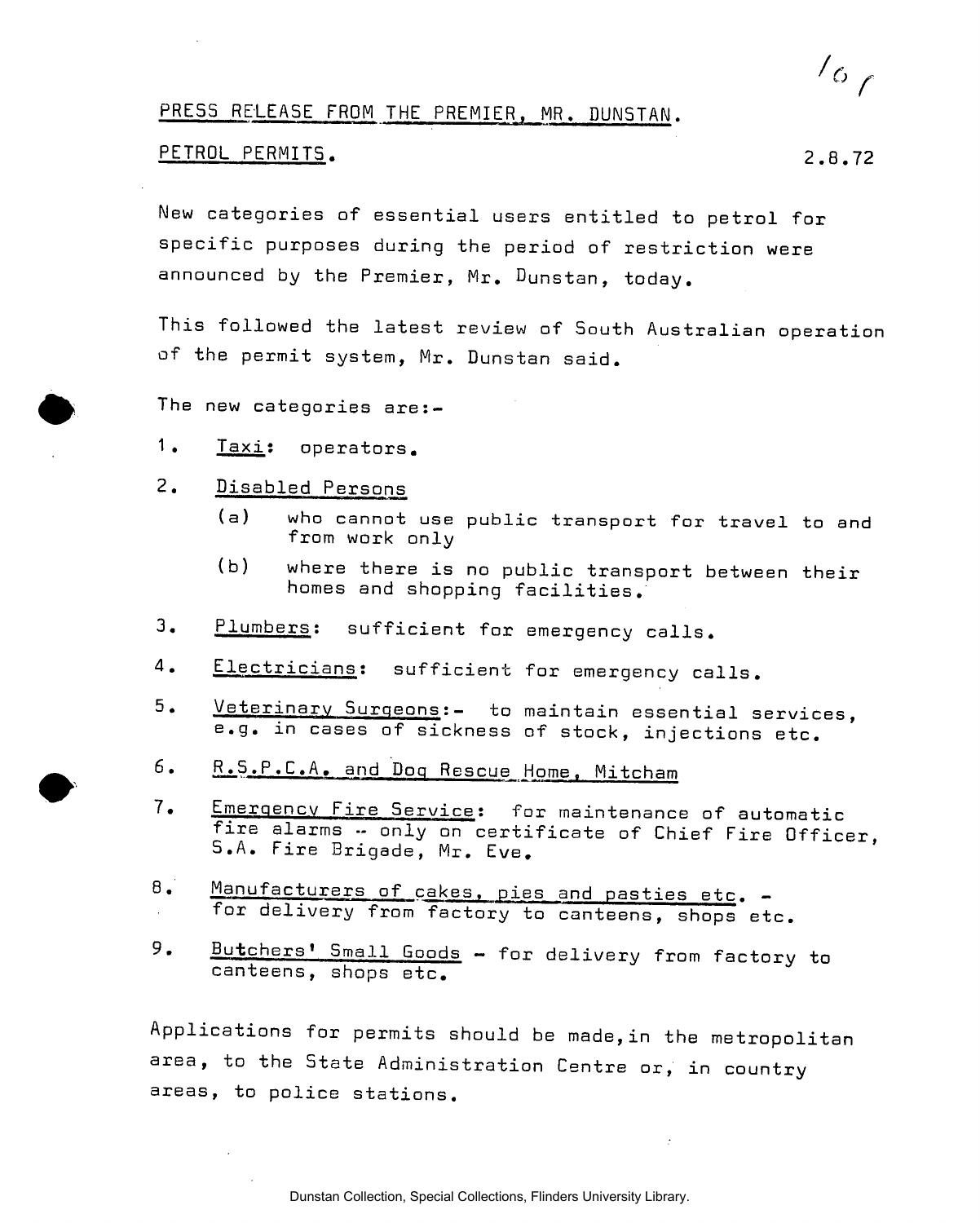PRESS RELEASE FROM THE PREMIER, MR. DUNSTAN.

PETROL PERMITS. 2.8.72

New categories of essential users entitled to petrol for specific purposes during the period of restriction were announced by the Premier, Mr. Dunstan, today.

This followed the latest review of South Australian operation of the permit system, Mr. Dunstan said.

The new categories are:-

1. Taxi: operators.
2. Disabled Persons
   - (a) who cannot use public transport for travel to and from work only
   - (b) where there is no public transport between their homes and shopping facilities.
3. Plumbers: sufficient for emergency calls.
4. Electricians: sufficient for emergency calls.
5. Veterinary Surgeons:- to maintain essential services, e.g. in cases of sickness of stock, injections etc.
6. R.S.P.C.A. and Dog Rescue Home, Mitcham
7. Emergency Fire Service: for maintenance of automatic fire alarms -- only on certificate of Chief Fire Officer, S.A. Fire Brigade, Mr. Eve.
8. Manufacturers of cakes, pies and pasties etc. - for delivery from factory to canteens, shops etc.
9. Butchers' Small Goods - for delivery from factory to canteens, shops etc.

Applications for permits should be made, in the metropolitan area, to the State Administration Centre or, in country areas, to police stations.